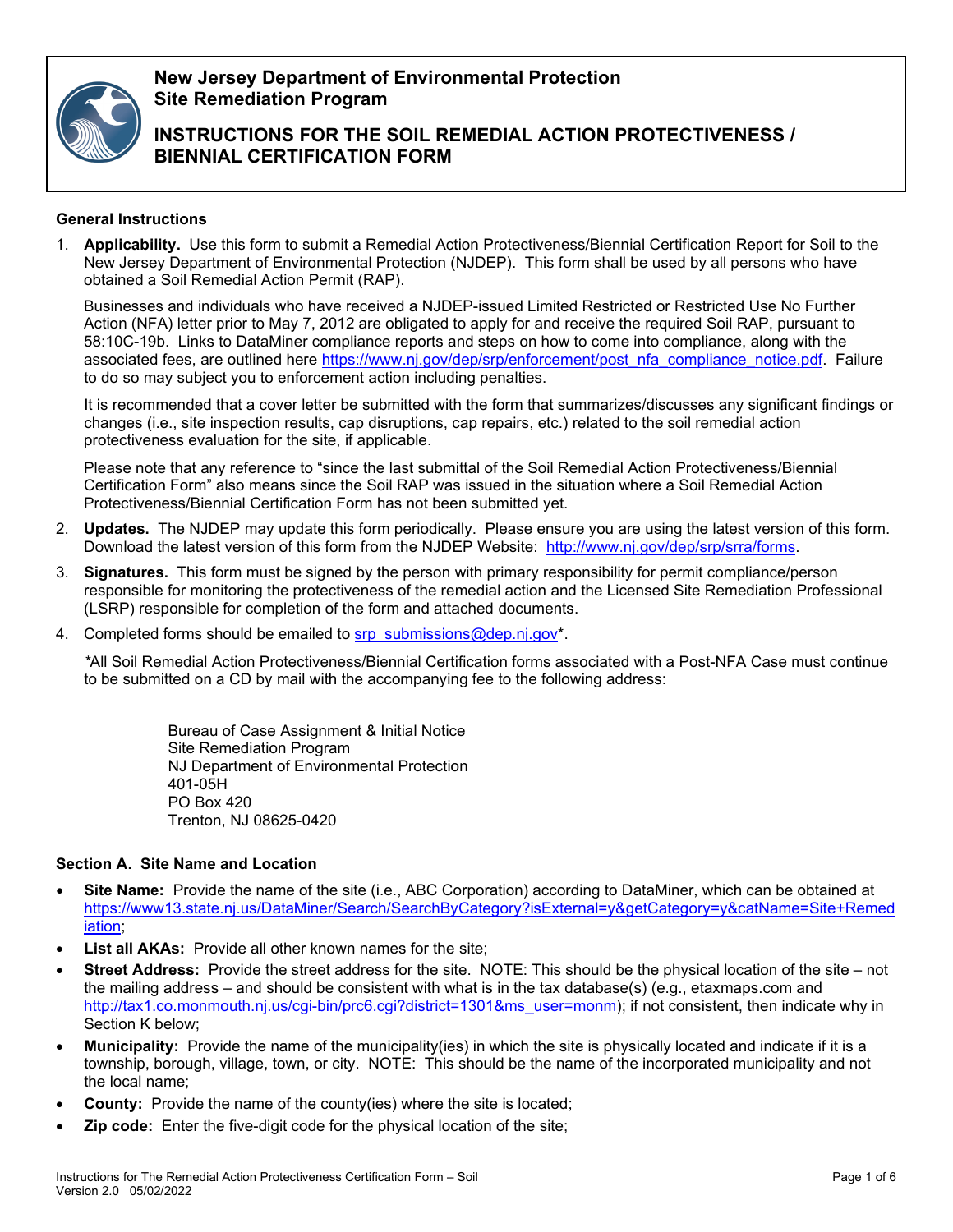# New Jersey Department of Environmental Protection
# Site Remediation Program

## INSTRUCTIONS FOR THE SOIL REMEDIAL ACTION PROTECTIVENESS / BIENNIAL CERTIFICATION FORM

### General Instructions

1. **Applicability.** Use this form to submit a Remedial Action Protectiveness/Biennial Certification Report for Soil to the New Jersey Department of Environmental Protection (NJDEP). This form shall be used by all persons who have obtained a Soil Remedial Action Permit (RAP).

   Businesses and individuals who have received a NJDEP-issued Limited Restricted or Restricted Use No Further Action (NFA) letter prior to May 7, 2012 are obligated to apply for and receive the required Soil RAP, pursuant to 58:10C-19b. Links to DataMiner compliance reports and steps on how to come into compliance, along with the associated fees, are outlined here https://www.nj.gov/dep/srp/enforcement/post_nfa_compliance_notice.pdf. Failure to do so may subject you to enforcement action including penalties.

   It is recommended that a cover letter be submitted with the form that summarizes/discusses any significant findings or changes (i.e., site inspection results, cap disruptions, cap repairs, etc.) related to the soil remedial action protectiveness evaluation for the site, if applicable.

   Please note that any reference to "since the last submittal of the Soil Remedial Action Protectiveness/Biennial Certification Form" also means since the Soil RAP was issued in the situation where a Soil Remedial Action Protectiveness/Biennial Certification Form has not been submitted yet.

2. **Updates.** The NJDEP may update this form periodically. Please ensure you are using the latest version of this form. Download the latest version of this form from the NJDEP Website: http://www.nj.gov/dep/srp/srra/forms.

3. **Signatures.** This form must be signed by the person with primary responsibility for permit compliance/person responsible for monitoring the protectiveness of the remedial action and the Licensed Site Remediation Professional (LSRP) responsible for completion of the form and attached documents.

4. Completed forms should be emailed to srp_submissions@dep.nj.gov*.

   *All Soil Remedial Action Protectiveness/Biennial Certification forms associated with a Post-NFA Case must continue to be submitted on a CD by mail with the accompanying fee to the following address:

   Bureau of Case Assignment & Initial Notice
   Site Remediation Program
   NJ Department of Environmental Protection
   401-05H
   PO Box 420
   Trenton, NJ 08625-0420

### Section A. Site Name and Location

- **Site Name:** Provide the name of the site (i.e., ABC Corporation) according to DataMiner, which can be obtained at https://www13.state.nj.us/DataMiner/Search/SearchByCategory?isExternal=y&getCategory=y&catName=Site+Remediation;
- **List all AKAs:** Provide all other known names for the site;
- **Street Address:** Provide the street address for the site. NOTE: This should be the physical location of the site – not the mailing address – and should be consistent with what is in the tax database(s) (e.g., etaxmaps.com and http://tax1.co.monmouth.nj.us/cgi-bin/prc6.cgi?district=1301&ms_user=monm); if not consistent, then indicate why in Section K below;
- **Municipality:** Provide the name of the municipality(ies) in which the site is physically located and indicate if it is a township, borough, village, town, or city. NOTE: This should be the name of the incorporated municipality and not the local name;
- **County:** Provide the name of the county(ies) where the site is located;
- **Zip code:** Enter the five-digit code for the physical location of the site;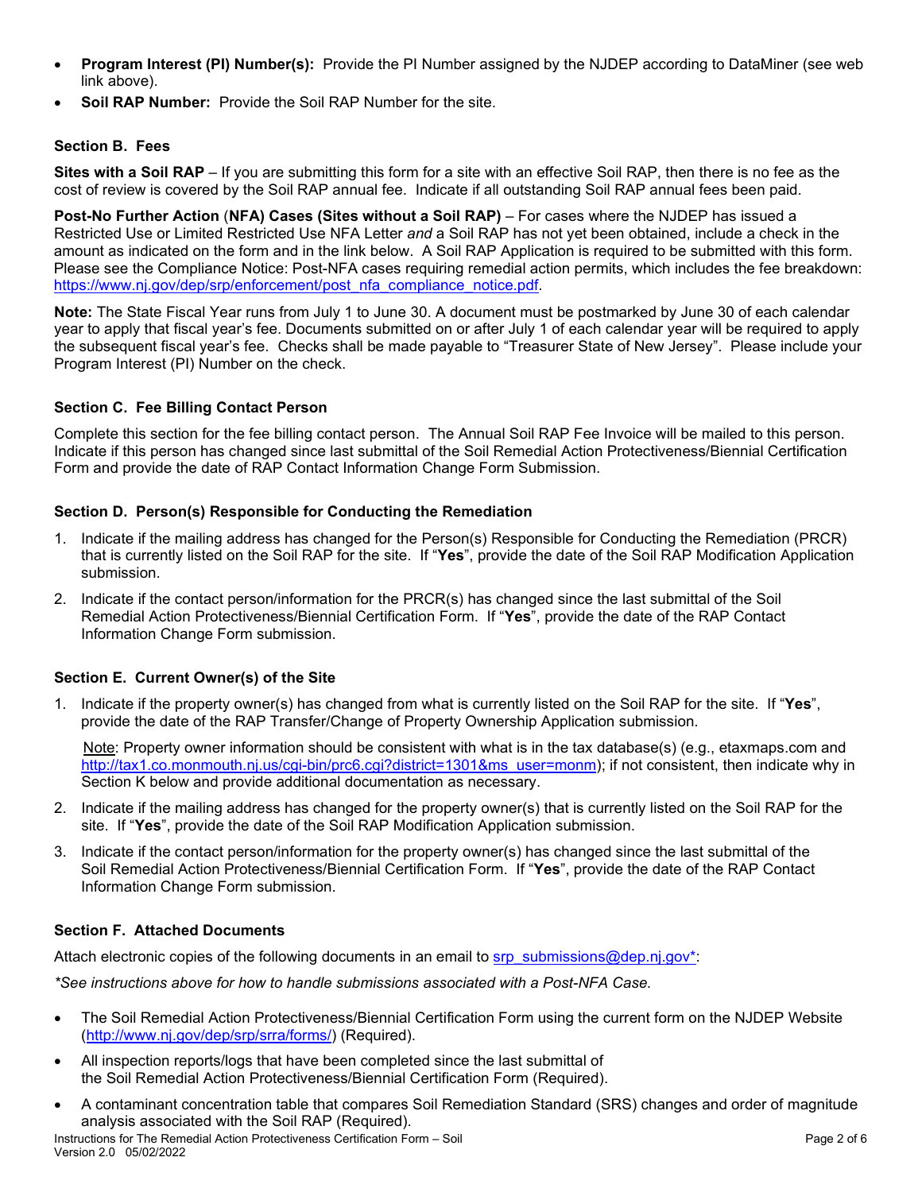- **Program Interest (PI) Number(s):** Provide the PI Number assigned by the NJDEP according to DataMiner (see web link above).
- **Soil RAP Number:** Provide the Soil RAP Number for the site.

### Section B. Fees

**Sites with a Soil RAP** – If you are submitting this form for a site with an effective Soil RAP, then there is no fee as the cost of review is covered by the Soil RAP annual fee. Indicate if all outstanding Soil RAP annual fees been paid.

**Post-No Further Action** (**NFA) Cases (Sites without a Soil RAP)** – For cases where the NJDEP has issued a Restricted Use or Limited Restricted Use NFA Letter *and* a Soil RAP has not yet been obtained, include a check in the amount as indicated on the form and in the link below. A Soil RAP Application is required to be submitted with this form. Please see the Compliance Notice: Post-NFA cases requiring remedial action permits, which includes the fee breakdown: https://www.nj.gov/dep/srp/enforcement/post_nfa_compliance_notice.pdf.

**Note:** The State Fiscal Year runs from July 1 to June 30. A document must be postmarked by June 30 of each calendar year to apply that fiscal year's fee. Documents submitted on or after July 1 of each calendar year will be required to apply the subsequent fiscal year's fee. Checks shall be made payable to "Treasurer State of New Jersey". Please include your Program Interest (PI) Number on the check.

### Section C. Fee Billing Contact Person

Complete this section for the fee billing contact person. The Annual Soil RAP Fee Invoice will be mailed to this person. Indicate if this person has changed since last submittal of the Soil Remedial Action Protectiveness/Biennial Certification Form and provide the date of RAP Contact Information Change Form Submission.

### Section D. Person(s) Responsible for Conducting the Remediation

1. Indicate if the mailing address has changed for the Person(s) Responsible for Conducting the Remediation (PRCR) that is currently listed on the Soil RAP for the site. If "**Yes**", provide the date of the Soil RAP Modification Application submission.
2. Indicate if the contact person/information for the PRCR(s) has changed since the last submittal of the Soil Remedial Action Protectiveness/Biennial Certification Form. If "**Yes**", provide the date of the RAP Contact Information Change Form submission.

### Section E. Current Owner(s) of the Site

1. Indicate if the property owner(s) has changed from what is currently listed on the Soil RAP for the site. If "**Yes**", provide the date of the RAP Transfer/Change of Property Ownership Application submission.

   Note: Property owner information should be consistent with what is in the tax database(s) (e.g., etaxmaps.com and http://tax1.co.monmouth.nj.us/cgi-bin/prc6.cgi?district=1301&ms_user=monm); if not consistent, then indicate why in Section K below and provide additional documentation as necessary.
2. Indicate if the mailing address has changed for the property owner(s) that is currently listed on the Soil RAP for the site. If "**Yes**", provide the date of the Soil RAP Modification Application submission.
3. Indicate if the contact person/information for the property owner(s) has changed since the last submittal of the Soil Remedial Action Protectiveness/Biennial Certification Form. If "**Yes**", provide the date of the RAP Contact Information Change Form submission.

### Section F. Attached Documents

Attach electronic copies of the following documents in an email to srp_submissions@dep.nj.gov*:

*\*See instructions above for how to handle submissions associated with a Post-NFA Case.*

- The Soil Remedial Action Protectiveness/Biennial Certification Form using the current form on the NJDEP Website (http://www.nj.gov/dep/srp/srra/forms/) (Required).
- All inspection reports/logs that have been completed since the last submittal of the Soil Remedial Action Protectiveness/Biennial Certification Form (Required).
- A contaminant concentration table that compares Soil Remediation Standard (SRS) changes and order of magnitude analysis associated with the Soil RAP (Required).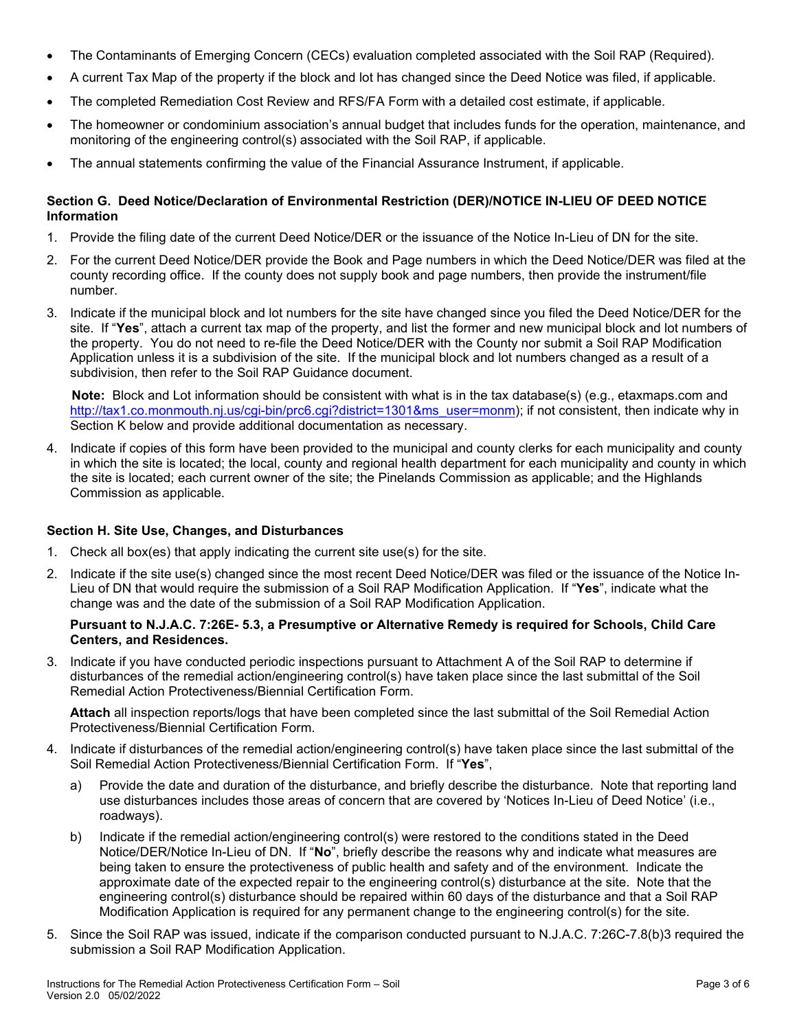- The Contaminants of Emerging Concern (CECs) evaluation completed associated with the Soil RAP (Required).
- A current Tax Map of the property if the block and lot has changed since the Deed Notice was filed, if applicable.
- The completed Remediation Cost Review and RFS/FA Form with a detailed cost estimate, if applicable.
- The homeowner or condominium association's annual budget that includes funds for the operation, maintenance, and monitoring of the engineering control(s) associated with the Soil RAP, if applicable.
- The annual statements confirming the value of the Financial Assurance Instrument, if applicable.

### Section G. Deed Notice/Declaration of Environmental Restriction (DER)/NOTICE IN-LIEU OF DEED NOTICE Information

1. Provide the filing date of the current Deed Notice/DER or the issuance of the Notice In-Lieu of DN for the site.
2. For the current Deed Notice/DER provide the Book and Page numbers in which the Deed Notice/DER was filed at the county recording office. If the county does not supply book and page numbers, then provide the instrument/file number.
3. Indicate if the municipal block and lot numbers for the site have changed since you filed the Deed Notice/DER for the site. If "**Yes**", attach a current tax map of the property, and list the former and new municipal block and lot numbers of the property. You do not need to re-file the Deed Notice/DER with the County nor submit a Soil RAP Modification Application unless it is a subdivision of the site. If the municipal block and lot numbers changed as a result of a subdivision, then refer to the Soil RAP Guidance document.

   **Note:** Block and Lot information should be consistent with what is in the tax database(s) (e.g., etaxmaps.com and http://tax1.co.monmouth.nj.us/cgi-bin/prc6.cgi?district=1301&ms_user=monm); if not consistent, then indicate why in Section K below and provide additional documentation as necessary.

4. Indicate if copies of this form have been provided to the municipal and county clerks for each municipality and county in which the site is located; the local, county and regional health department for each municipality and county in which the site is located; each current owner of the site; the Pinelands Commission as applicable; and the Highlands Commission as applicable.

### Section H. Site Use, Changes, and Disturbances

1. Check all box(es) that apply indicating the current site use(s) for the site.
2. Indicate if the site use(s) changed since the most recent Deed Notice/DER was filed or the issuance of the Notice In-Lieu of DN that would require the submission of a Soil RAP Modification Application. If "**Yes**", indicate what the change was and the date of the submission of a Soil RAP Modification Application.

   **Pursuant to N.J.A.C. 7:26E- 5.3, a Presumptive or Alternative Remedy is required for Schools, Child Care Centers, and Residences.**

3. Indicate if you have conducted periodic inspections pursuant to Attachment A of the Soil RAP to determine if disturbances of the remedial action/engineering control(s) have taken place since the last submittal of the Soil Remedial Action Protectiveness/Biennial Certification Form.

   **Attach** all inspection reports/logs that have been completed since the last submittal of the Soil Remedial Action Protectiveness/Biennial Certification Form.

4. Indicate if disturbances of the remedial action/engineering control(s) have taken place since the last submittal of the Soil Remedial Action Protectiveness/Biennial Certification Form. If "**Yes**",
   a) Provide the date and duration of the disturbance, and briefly describe the disturbance. Note that reporting land use disturbances includes those areas of concern that are covered by 'Notices In-Lieu of Deed Notice' (i.e., roadways).
   b) Indicate if the remedial action/engineering control(s) were restored to the conditions stated in the Deed Notice/DER/Notice In-Lieu of DN. If "**No**", briefly describe the reasons why and indicate what measures are being taken to ensure the protectiveness of public health and safety and of the environment. Indicate the approximate date of the expected repair to the engineering control(s) disturbance at the site. Note that the engineering control(s) disturbance should be repaired within 60 days of the disturbance and that a Soil RAP Modification Application is required for any permanent change to the engineering control(s) for the site.
5. Since the Soil RAP was issued, indicate if the comparison conducted pursuant to N.J.A.C. 7:26C-7.8(b)3 required the submission a Soil RAP Modification Application.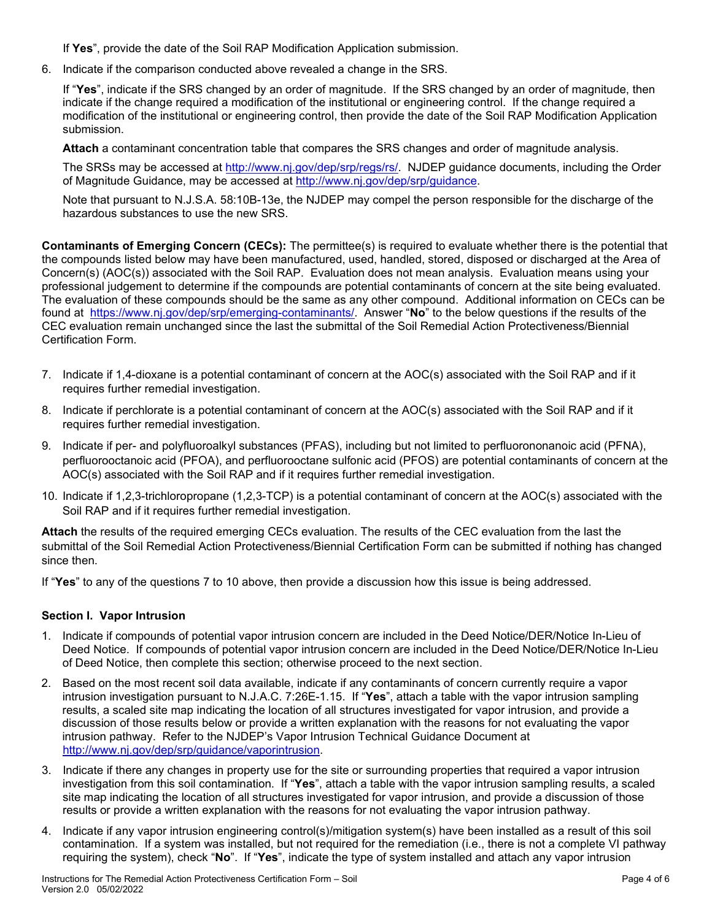If **Yes**", provide the date of the Soil RAP Modification Application submission.

6. Indicate if the comparison conducted above revealed a change in the SRS.

   If "**Yes**", indicate if the SRS changed by an order of magnitude. If the SRS changed by an order of magnitude, then indicate if the change required a modification of the institutional or engineering control. If the change required a modification of the institutional or engineering control, then provide the date of the Soil RAP Modification Application submission.

   **Attach** a contaminant concentration table that compares the SRS changes and order of magnitude analysis.

   The SRSs may be accessed at http://www.nj.gov/dep/srp/regs/rs/. NJDEP guidance documents, including the Order of Magnitude Guidance, may be accessed at http://www.nj.gov/dep/srp/guidance.

   Note that pursuant to N.J.S.A. 58:10B-13e, the NJDEP may compel the person responsible for the discharge of the hazardous substances to use the new SRS.

**Contaminants of Emerging Concern (CECs):** The permittee(s) is required to evaluate whether there is the potential that the compounds listed below may have been manufactured, used, handled, stored, disposed or discharged at the Area of Concern(s) (AOC(s)) associated with the Soil RAP. Evaluation does not mean analysis. Evaluation means using your professional judgement to determine if the compounds are potential contaminants of concern at the site being evaluated. The evaluation of these compounds should be the same as any other compound. Additional information on CECs can be found at https://www.nj.gov/dep/srp/emerging-contaminants/. Answer "**No**" to the below questions if the results of the CEC evaluation remain unchanged since the last the submittal of the Soil Remedial Action Protectiveness/Biennial Certification Form.

7. Indicate if 1,4-dioxane is a potential contaminant of concern at the AOC(s) associated with the Soil RAP and if it requires further remedial investigation.

8. Indicate if perchlorate is a potential contaminant of concern at the AOC(s) associated with the Soil RAP and if it requires further remedial investigation.

9. Indicate if per- and polyfluoroalkyl substances (PFAS), including but not limited to perfluorononanoic acid (PFNA), perfluorooctanoic acid (PFOA), and perfluorooctane sulfonic acid (PFOS) are potential contaminants of concern at the AOC(s) associated with the Soil RAP and if it requires further remedial investigation.

10. Indicate if 1,2,3-trichloropropane (1,2,3-TCP) is a potential contaminant of concern at the AOC(s) associated with the Soil RAP and if it requires further remedial investigation.

**Attach** the results of the required emerging CECs evaluation. The results of the CEC evaluation from the last the submittal of the Soil Remedial Action Protectiveness/Biennial Certification Form can be submitted if nothing has changed since then.

If "**Yes**" to any of the questions 7 to 10 above, then provide a discussion how this issue is being addressed.

### Section I. Vapor Intrusion

1. Indicate if compounds of potential vapor intrusion concern are included in the Deed Notice/DER/Notice In-Lieu of Deed Notice. If compounds of potential vapor intrusion concern are included in the Deed Notice/DER/Notice In-Lieu of Deed Notice, then complete this section; otherwise proceed to the next section.

2. Based on the most recent soil data available, indicate if any contaminants of concern currently require a vapor intrusion investigation pursuant to N.J.A.C. 7:26E-1.15. If "**Yes**", attach a table with the vapor intrusion sampling results, a scaled site map indicating the location of all structures investigated for vapor intrusion, and provide a discussion of those results below or provide a written explanation with the reasons for not evaluating the vapor intrusion pathway. Refer to the NJDEP's Vapor Intrusion Technical Guidance Document at http://www.nj.gov/dep/srp/guidance/vaporintrusion.

3. Indicate if there any changes in property use for the site or surrounding properties that required a vapor intrusion investigation from this soil contamination. If "**Yes**", attach a table with the vapor intrusion sampling results, a scaled site map indicating the location of all structures investigated for vapor intrusion, and provide a discussion of those results or provide a written explanation with the reasons for not evaluating the vapor intrusion pathway.

4. Indicate if any vapor intrusion engineering control(s)/mitigation system(s) have been installed as a result of this soil contamination. If a system was installed, but not required for the remediation (i.e., there is not a complete VI pathway requiring the system), check "**No**". If "**Yes**", indicate the type of system installed and attach any vapor intrusion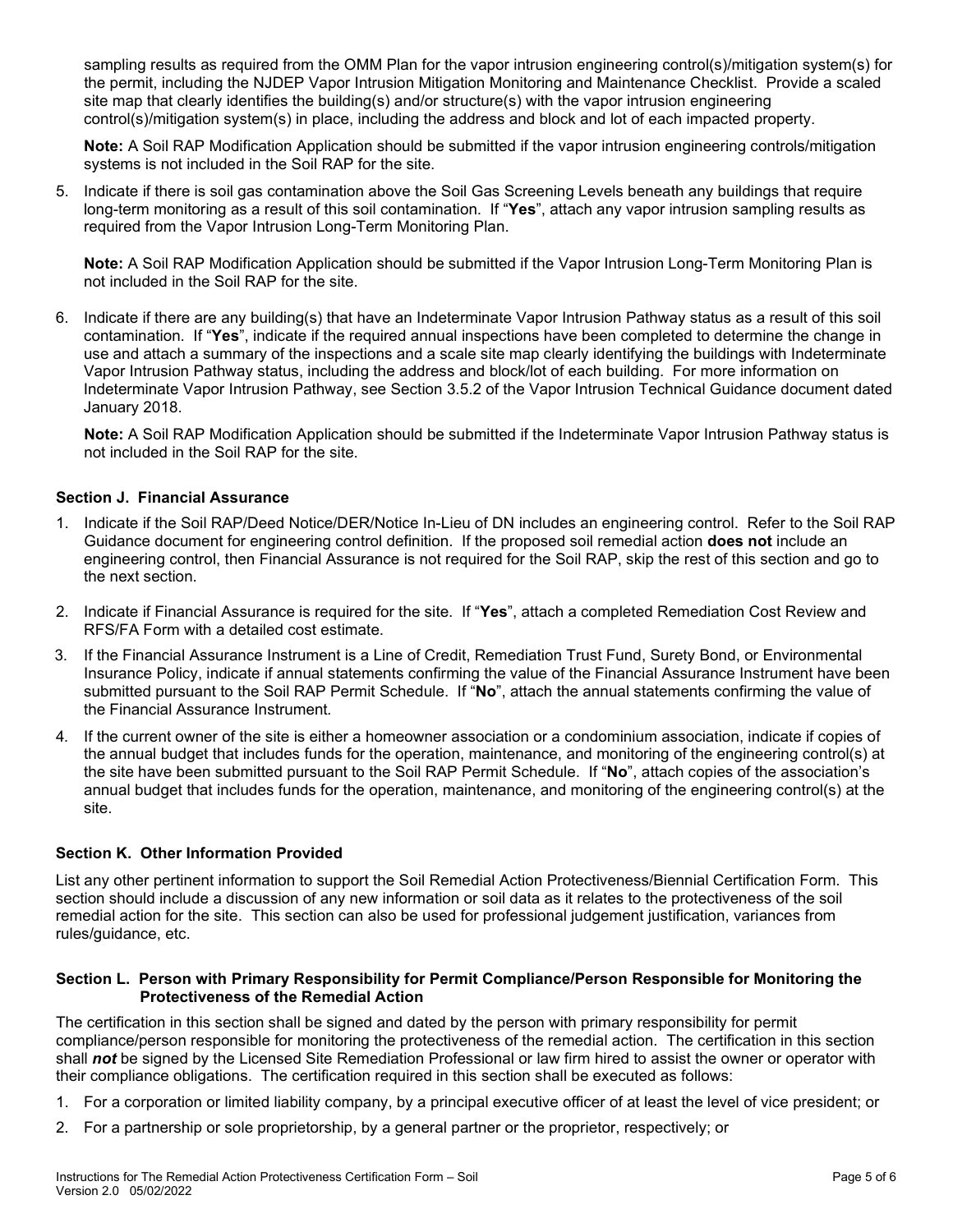sampling results as required from the OMM Plan for the vapor intrusion engineering control(s)/mitigation system(s) for the permit, including the NJDEP Vapor Intrusion Mitigation Monitoring and Maintenance Checklist. Provide a scaled site map that clearly identifies the building(s) and/or structure(s) with the vapor intrusion engineering control(s)/mitigation system(s) in place, including the address and block and lot of each impacted property.

**Note:** A Soil RAP Modification Application should be submitted if the vapor intrusion engineering controls/mitigation systems is not included in the Soil RAP for the site.

5. Indicate if there is soil gas contamination above the Soil Gas Screening Levels beneath any buildings that require long-term monitoring as a result of this soil contamination. If "**Yes**", attach any vapor intrusion sampling results as required from the Vapor Intrusion Long-Term Monitoring Plan.

   **Note:** A Soil RAP Modification Application should be submitted if the Vapor Intrusion Long-Term Monitoring Plan is not included in the Soil RAP for the site.

6. Indicate if there are any building(s) that have an Indeterminate Vapor Intrusion Pathway status as a result of this soil contamination. If "**Yes**", indicate if the required annual inspections have been completed to determine the change in use and attach a summary of the inspections and a scale site map clearly identifying the buildings with Indeterminate Vapor Intrusion Pathway status, including the address and block/lot of each building. For more information on Indeterminate Vapor Intrusion Pathway, see Section 3.5.2 of the Vapor Intrusion Technical Guidance document dated January 2018.

   **Note:** A Soil RAP Modification Application should be submitted if the Indeterminate Vapor Intrusion Pathway status is not included in the Soil RAP for the site.

### Section J. Financial Assurance

1. Indicate if the Soil RAP/Deed Notice/DER/Notice In-Lieu of DN includes an engineering control. Refer to the Soil RAP Guidance document for engineering control definition. If the proposed soil remedial action **does not** include an engineering control, then Financial Assurance is not required for the Soil RAP, skip the rest of this section and go to the next section.
2. Indicate if Financial Assurance is required for the site. If "**Yes**", attach a completed Remediation Cost Review and RFS/FA Form with a detailed cost estimate.
3. If the Financial Assurance Instrument is a Line of Credit, Remediation Trust Fund, Surety Bond, or Environmental Insurance Policy, indicate if annual statements confirming the value of the Financial Assurance Instrument have been submitted pursuant to the Soil RAP Permit Schedule. If "**No**", attach the annual statements confirming the value of the Financial Assurance Instrument.
4. If the current owner of the site is either a homeowner association or a condominium association, indicate if copies of the annual budget that includes funds for the operation, maintenance, and monitoring of the engineering control(s) at the site have been submitted pursuant to the Soil RAP Permit Schedule. If "**No**", attach copies of the association's annual budget that includes funds for the operation, maintenance, and monitoring of the engineering control(s) at the site.

### Section K. Other Information Provided

List any other pertinent information to support the Soil Remedial Action Protectiveness/Biennial Certification Form. This section should include a discussion of any new information or soil data as it relates to the protectiveness of the soil remedial action for the site. This section can also be used for professional judgement justification, variances from rules/guidance, etc.

### Section L. Person with Primary Responsibility for Permit Compliance/Person Responsible for Monitoring the Protectiveness of the Remedial Action

The certification in this section shall be signed and dated by the person with primary responsibility for permit compliance/person responsible for monitoring the protectiveness of the remedial action. The certification in this section shall ***not*** be signed by the Licensed Site Remediation Professional or law firm hired to assist the owner or operator with their compliance obligations. The certification required in this section shall be executed as follows:

1. For a corporation or limited liability company, by a principal executive officer of at least the level of vice president; or
2. For a partnership or sole proprietorship, by a general partner or the proprietor, respectively; or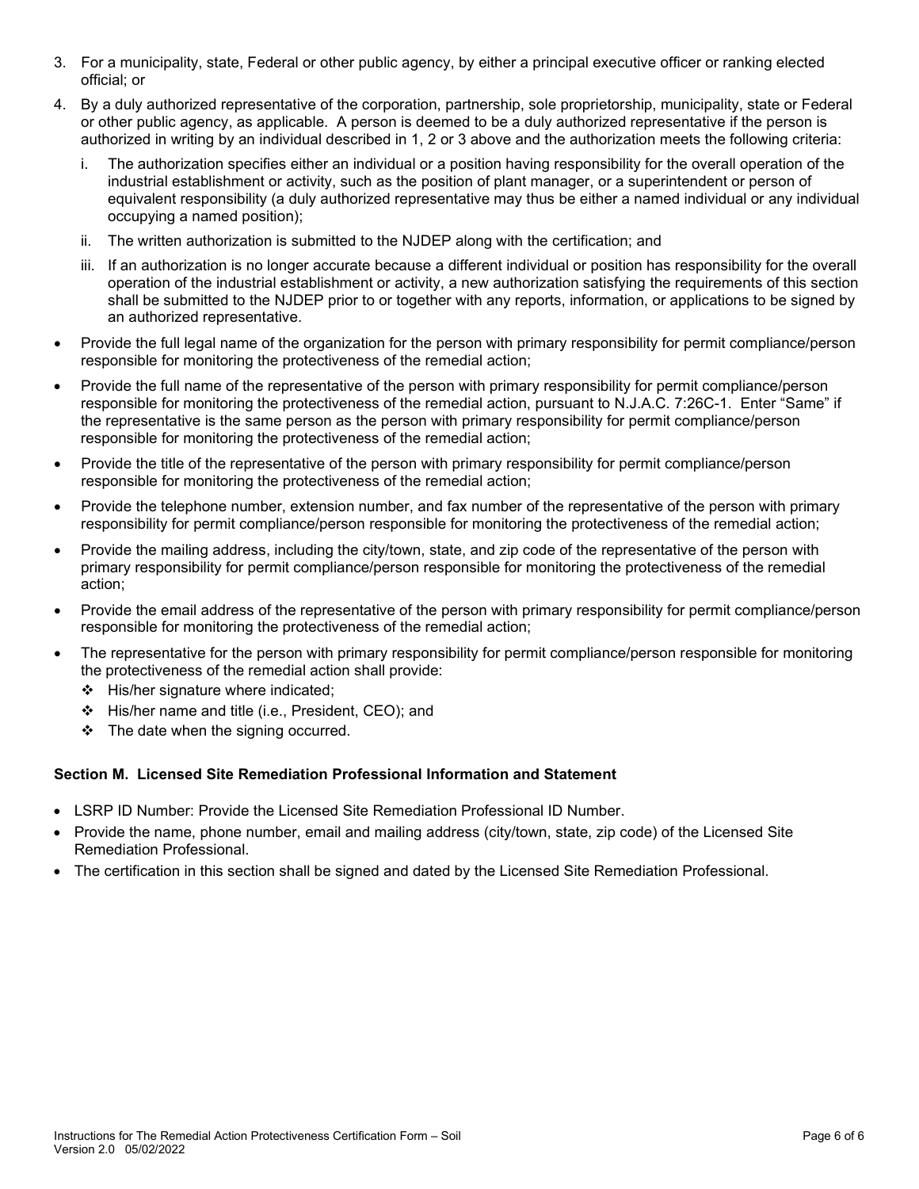3. For a municipality, state, Federal or other public agency, by either a principal executive officer or ranking elected official; or
4. By a duly authorized representative of the corporation, partnership, sole proprietorship, municipality, state or Federal or other public agency, as applicable. A person is deemed to be a duly authorized representative if the person is authorized in writing by an individual described in 1, 2 or 3 above and the authorization meets the following criteria:
   i. The authorization specifies either an individual or a position having responsibility for the overall operation of the industrial establishment or activity, such as the position of plant manager, or a superintendent or person of equivalent responsibility (a duly authorized representative may thus be either a named individual or any individual occupying a named position);
   ii. The written authorization is submitted to the NJDEP along with the certification; and
   iii. If an authorization is no longer accurate because a different individual or position has responsibility for the overall operation of the industrial establishment or activity, a new authorization satisfying the requirements of this section shall be submitted to the NJDEP prior to or together with any reports, information, or applications to be signed by an authorized representative.

- Provide the full legal name of the organization for the person with primary responsibility for permit compliance/person responsible for monitoring the protectiveness of the remedial action;
- Provide the full name of the representative of the person with primary responsibility for permit compliance/person responsible for monitoring the protectiveness of the remedial action, pursuant to N.J.A.C. 7:26C-1. Enter "Same" if the representative is the same person as the person with primary responsibility for permit compliance/person responsible for monitoring the protectiveness of the remedial action;
- Provide the title of the representative of the person with primary responsibility for permit compliance/person responsible for monitoring the protectiveness of the remedial action;
- Provide the telephone number, extension number, and fax number of the representative of the person with primary responsibility for permit compliance/person responsible for monitoring the protectiveness of the remedial action;
- Provide the mailing address, including the city/town, state, and zip code of the representative of the person with primary responsibility for permit compliance/person responsible for monitoring the protectiveness of the remedial action;
- Provide the email address of the representative of the person with primary responsibility for permit compliance/person responsible for monitoring the protectiveness of the remedial action;
- The representative for the person with primary responsibility for permit compliance/person responsible for monitoring the protectiveness of the remedial action shall provide:
  - His/her signature where indicated;
  - His/her name and title (i.e., President, CEO); and
  - The date when the signing occurred.

**Section M. Licensed Site Remediation Professional Information and Statement**

- LSRP ID Number: Provide the Licensed Site Remediation Professional ID Number.
- Provide the name, phone number, email and mailing address (city/town, state, zip code) of the Licensed Site Remediation Professional.
- The certification in this section shall be signed and dated by the Licensed Site Remediation Professional.